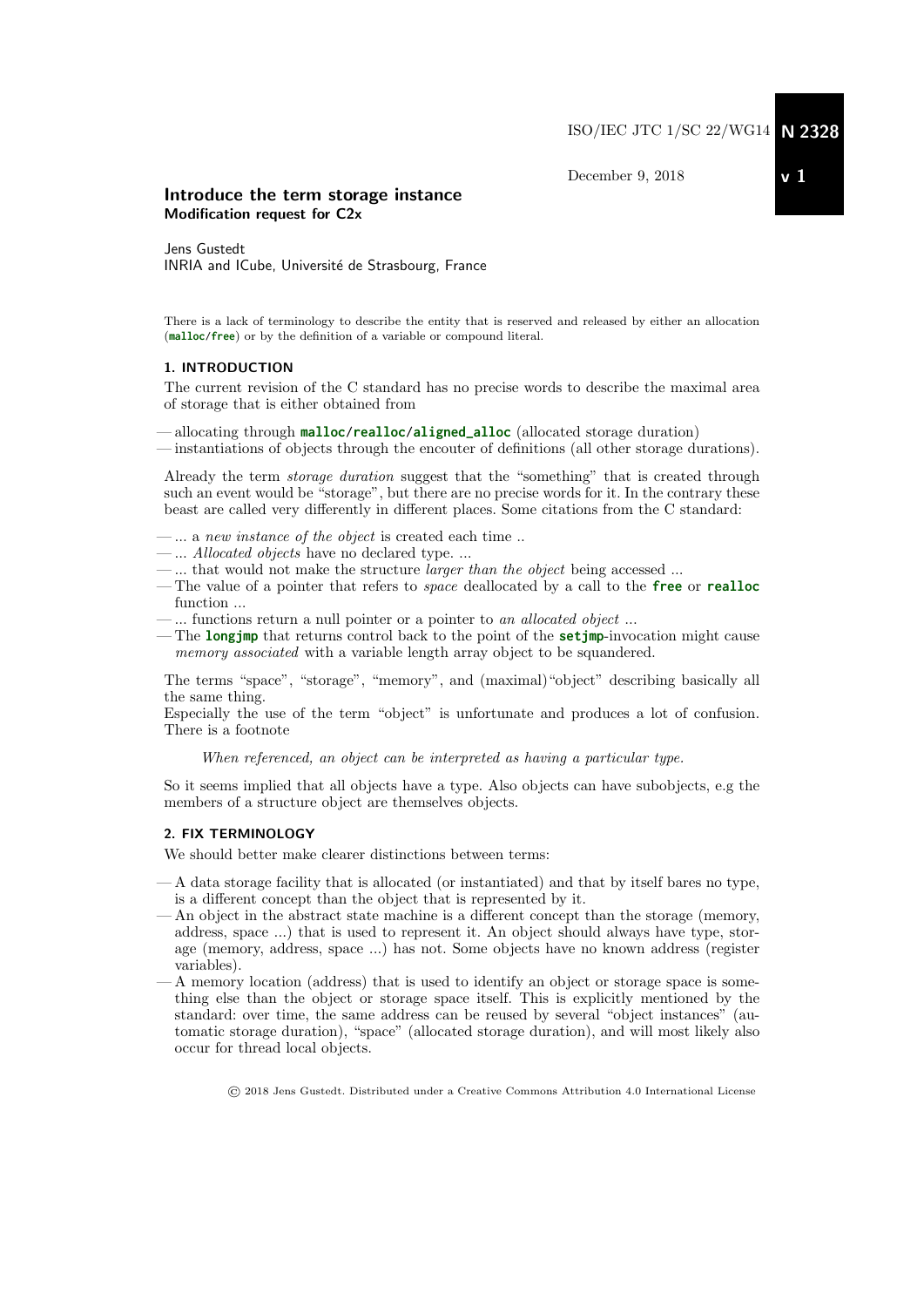ISO/IEC JTC 1/SC 22/WG14 **N 2328**

December 9, 2018 **v 1**

## Introduce the term storage instance
**Modification request for C2x**

Jens Gustedt
INRIA and ICube, Université de Strasbourg, France

There is a lack of terminology to describe the entity that is reserved and released by either an allocation (**malloc/free**) or by the definition of a variable or compound literal.

### 1. INTRODUCTION

The current revision of the C standard has no precise words to describe the maximal area of storage that is either obtained from

- allocating through **malloc/realloc/aligned_alloc** (allocated storage duration)
- instantiations of objects through the encouter of definitions (all other storage durations).

Already the term *storage duration* suggest that the "something" that is created through such an event would be "storage", but there are no precise words for it. In the contrary these beast are called very differently in different places. Some citations from the C standard:

- ... a *new instance of the object* is created each time ..
- ... *Allocated objects* have no declared type. ...
- ... that would not make the structure *larger than the object* being accessed ...
- The value of a pointer that refers to *space* deallocated by a call to the **free** or **realloc** function ...
- ... functions return a null pointer or a pointer to *an allocated object* ...
- The **longjmp** that returns control back to the point of the **setjmp**-invocation might cause *memory associated* with a variable length array object to be squandered.

The terms "space", "storage", "memory", and (maximal)"object" describing basically all the same thing.
Especially the use of the term "object" is unfortunate and produces a lot of confusion. There is a footnote

> *When referenced, an object can be interpreted as having a particular type.*

So it seems implied that all objects have a type. Also objects can have subobjects, e.g the members of a structure object are themselves objects.

### 2. FIX TERMINOLOGY

We should better make clearer distinctions between terms:

- A data storage facility that is allocated (or instantiated) and that by itself bares no type, is a different concept than the object that is represented by it.
- An object in the abstract state machine is a different concept than the storage (memory, address, space ...) that is used to represent it. An object should always have type, storage (memory, address, space ...) has not. Some objects have no known address (register variables).
- A memory location (address) that is used to identify an object or storage space is something else than the object or storage space itself. This is explicitly mentioned by the standard: over time, the same address can be reused by several "object instances" (automatic storage duration), "space" (allocated storage duration), and will most likely also occur for thread local objects.

© 2018 Jens Gustedt. Distributed under a Creative Commons Attribution 4.0 International License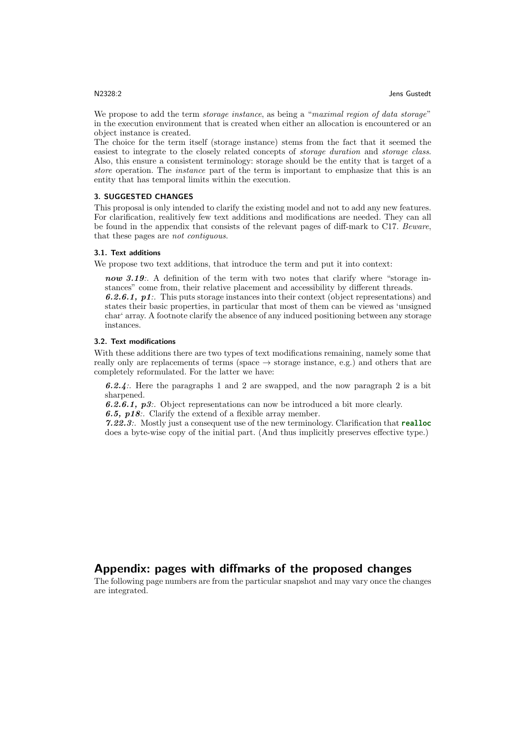We propose to add the term *storage instance*, as being a "*maximal region of data storage*" in the execution environment that is created when either an allocation is encountered or an object instance is created.

The choice for the term itself (storage instance) stems from the fact that it seemed the easiest to integrate to the closely related concepts of *storage duration* and *storage class*. Also, this ensure a consistent terminology: storage should be the entity that is target of a *store* operation. The *instance* part of the term is important to emphasize that this is an entity that has temporal limits within the execution.

### 3. SUGGESTED CHANGES

This proposal is only intended to clarify the existing model and not to add any new features. For clarification, realitively few text additions and modifications are needed. They can all be found in the appendix that consists of the relevant pages of diff-mark to C17. *Beware*, that these pages are *not contiguous*.

#### 3.1. Text additions

We propose two text additions, that introduce the term and put it into context:

> ***now 3.19*:**. A definition of the term with two notes that clarify where "storage instances" come from, their relative placement and accessibility by different threads.
> ***6.2.6.1, p1*:**. This puts storage instances into their context (object representations) and states their basic properties, in particular that most of them can be viewed as 'unsigned char' array. A footnote clarify the absence of any induced positioning between any storage instances.

#### 3.2. Text modifications

With these additions there are two types of text modifications remaining, namely some that really only are replacements of terms (space → storage instance, e.g.) and others that are completely reformulated. For the latter we have:

> ***6.2.4*:**. Here the paragraphs 1 and 2 are swapped, and the now paragraph 2 is a bit sharpened.
> ***6.2.6.1, p3*:**. Object representations can now be introduced a bit more clearly.
> ***6.5, p18*:**. Clarify the extend of a flexible array member.
> ***7.22.3*:**. Mostly just a consequent use of the new terminology. Clarification that **`realloc`** does a byte-wise copy of the initial part. (And thus implicitly preserves effective type.)

## Appendix: pages with diffmarks of the proposed changes

The following page numbers are from the particular snapshot and may vary once the changes are integrated.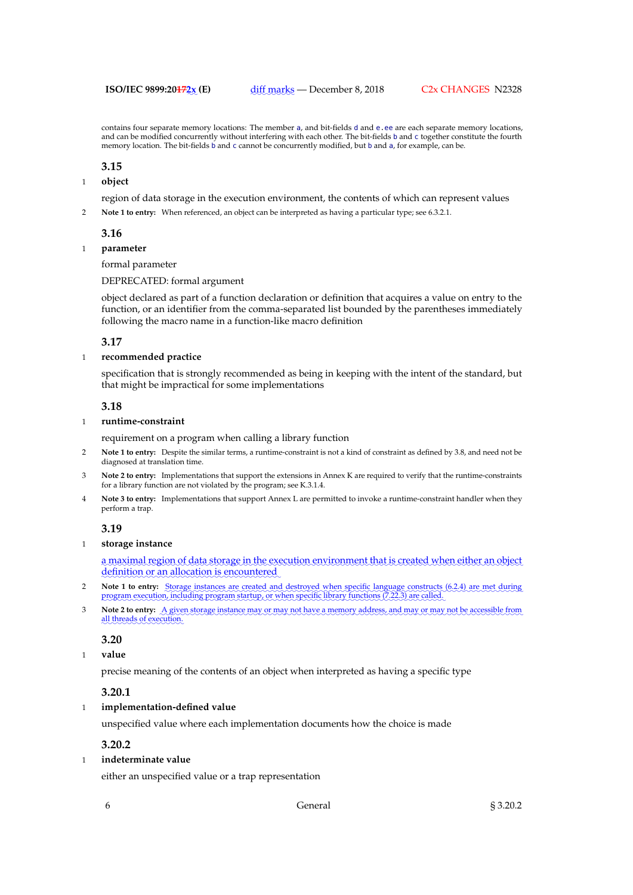contains four separate memory locations: The member `a`, and bit-fields `d` and `e.ee` are each separate memory locations, and can be modified concurrently without interfering with each other. The bit-fields `b` and `c` together constitute the fourth memory location. The bit-fields `b` and `c` cannot be concurrently modified, but `b` and `a`, for example, can be.

### 3.15

1 **object**

region of data storage in the execution environment, the contents of which can represent values

2 **Note 1 to entry:** When referenced, an object can be interpreted as having a particular type; see 6.3.2.1.

### 3.16

1 **parameter**

formal parameter

DEPRECATED: formal argument

object declared as part of a function declaration or definition that acquires a value on entry to the function, or an identifier from the comma-separated list bounded by the parentheses immediately following the macro name in a function-like macro definition

### 3.17

1 **recommended practice**

specification that is strongly recommended as being in keeping with the intent of the standard, but that might be impractical for some implementations

### 3.18

1 **runtime-constraint**

requirement on a program when calling a library function

2 **Note 1 to entry:** Despite the similar terms, a runtime-constraint is not a kind of constraint as defined by 3.8, and need not be diagnosed at translation time.

3 **Note 2 to entry:** Implementations that support the extensions in Annex K are required to verify that the runtime-constraints for a library function are not violated by the program; see K.3.1.4.

4 **Note 3 to entry:** Implementations that support Annex L are permitted to invoke a runtime-constraint handler when they perform a trap.

### 3.19

1 **storage instance**

a maximal region of data storage in the execution environment that is created when either an object definition or an allocation is encountered

2 **Note 1 to entry:** Storage instances are created and destroyed when specific language constructs (6.2.4) are met during program execution, including program startup, or when specific library functions (7.22.3) are called.

3 **Note 2 to entry:** A given storage instance may or may not have a memory address, and may or may not be accessible from all threads of execution.

### 3.20

1 **value**

precise meaning of the contents of an object when interpreted as having a specific type

### 3.20.1

1 **implementation-defined value**

unspecified value where each implementation documents how the choice is made

### 3.20.2

1 **indeterminate value**

either an unspecified value or a trap representation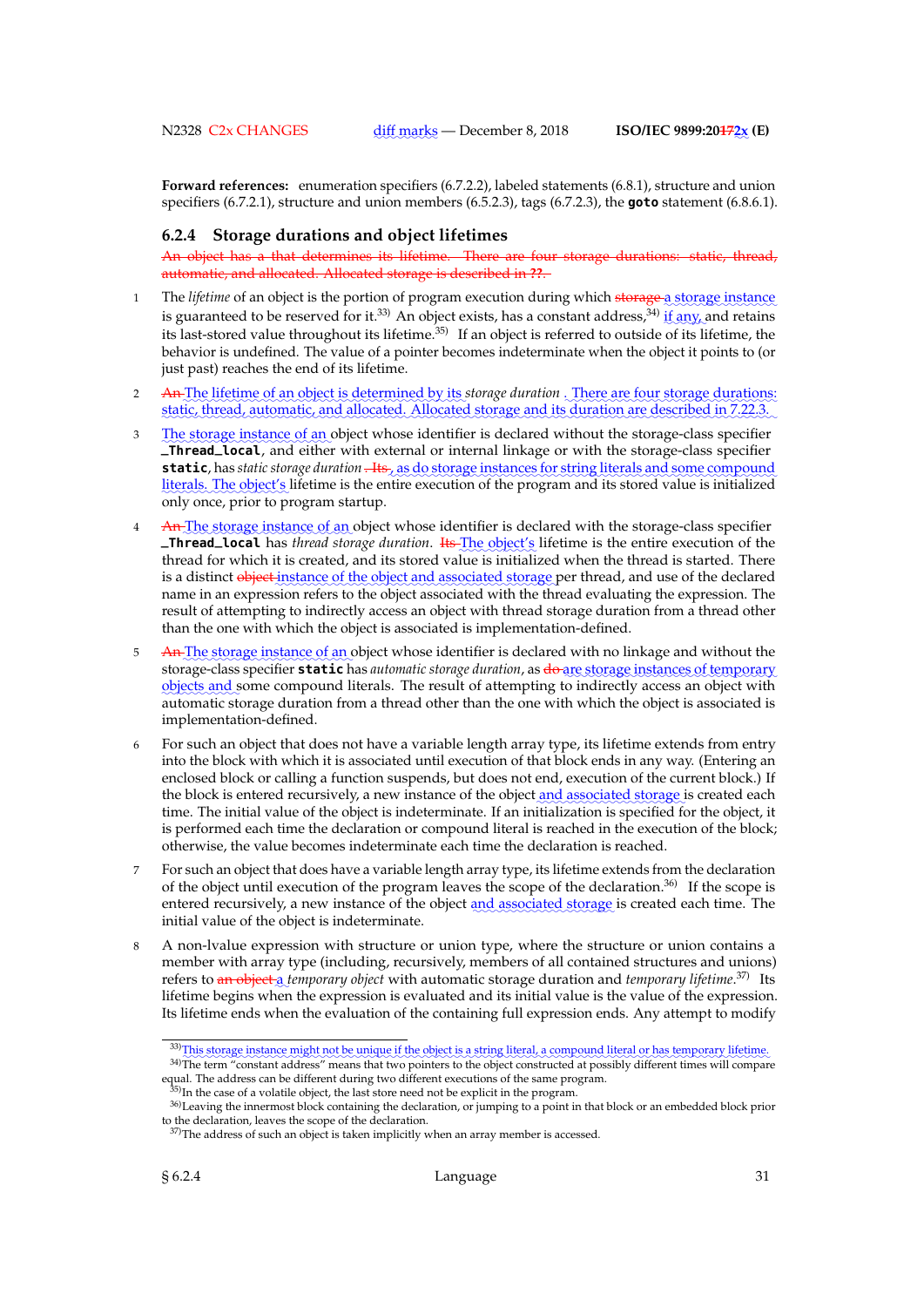**Forward references:** enumeration specifiers (6.7.2.2), labeled statements (6.8.1), structure and union specifiers (6.7.2.1), structure and union members (6.5.2.3), tags (6.7.2.3), the **goto** statement (6.8.6.1).

### 6.2.4 Storage durations and object lifetimes

~~An object has a that determines its lifetime. There are four storage durations: static, thread, automatic, and allocated. Allocated storage is described in ??.~~

1 The *lifetime* of an object is the portion of program execution during which ~~storage~~ a storage instance is guaranteed to be reserved for it.[33] An object exists, has a constant address,[34] if any, and retains its last-stored value throughout its lifetime.[35] If an object is referred to outside of its lifetime, the behavior is undefined. The value of a pointer becomes indeterminate when the object it points to (or just past) reaches the end of its lifetime.

2 ~~An~~ The lifetime of an object is determined by its *storage duration* . There are four storage durations: static, thread, automatic, and allocated. Allocated storage and its duration are described in 7.22.3.

3 The storage instance of an object whose identifier is declared without the storage-class specifier **_Thread_local**, and either with external or internal linkage or with the storage-class specifier **static**, has *static storage duration* ~~. Its~~, as do storage instances for string literals and some compound literals. The object's lifetime is the entire execution of the program and its stored value is initialized only once, prior to program startup.

4 ~~An~~ The storage instance of an object whose identifier is declared with the storage-class specifier **_Thread_local** has *thread storage duration*. ~~Its~~ The object's lifetime is the entire execution of the thread for which it is created, and its stored value is initialized when the thread is started. There is a distinct ~~object~~ instance of the object and associated storage per thread, and use of the declared name in an expression refers to the object associated with the thread evaluating the expression. The result of attempting to indirectly access an object with thread storage duration from a thread other than the one with which the object is associated is implementation-defined.

5 ~~An~~ The storage instance of an object whose identifier is declared with no linkage and without the storage-class specifier **static** has *automatic storage duration*, as ~~do~~ are storage instances of temporary objects and some compound literals. The result of attempting to indirectly access an object with automatic storage duration from a thread other than the one with which the object is associated is implementation-defined.

6 For such an object that does not have a variable length array type, its lifetime extends from entry into the block with which it is associated until execution of that block ends in any way. (Entering an enclosed block or calling a function suspends, but does not end, execution of the current block.) If the block is entered recursively, a new instance of the object and associated storage is created each time. The initial value of the object is indeterminate. If an initialization is specified for the object, it is performed each time the declaration or compound literal is reached in the execution of the block; otherwise, the value becomes indeterminate each time the declaration is reached.

7 For such an object that does have a variable length array type, its lifetime extends from the declaration of the object until execution of the program leaves the scope of the declaration.[36] If the scope is entered recursively, a new instance of the object and associated storage is created each time. The initial value of the object is indeterminate.

8 A non-lvalue expression with structure or union type, where the structure or union contains a member with array type (including, recursively, members of all contained structures and unions) refers to ~~an object~~ a *temporary object* with automatic storage duration and *temporary lifetime*.[37] Its lifetime begins when the expression is evaluated and its initial value is the value of the expression. Its lifetime ends when the evaluation of the containing full expression ends. Any attempt to modify

[33] This storage instance might not be unique if the object is a string literal, a compound literal or has temporary lifetime.

[34] The term "constant address" means that two pointers to the object constructed at possibly different times will compare equal. The address can be different during two different executions of the same program.

[35] In the case of a volatile object, the last store need not be explicit in the program.

[36] Leaving the innermost block containing the declaration, or jumping to a point in that block or an embedded block prior to the declaration, leaves the scope of the declaration.

[37] The address of such an object is taken implicitly when an array member is accessed.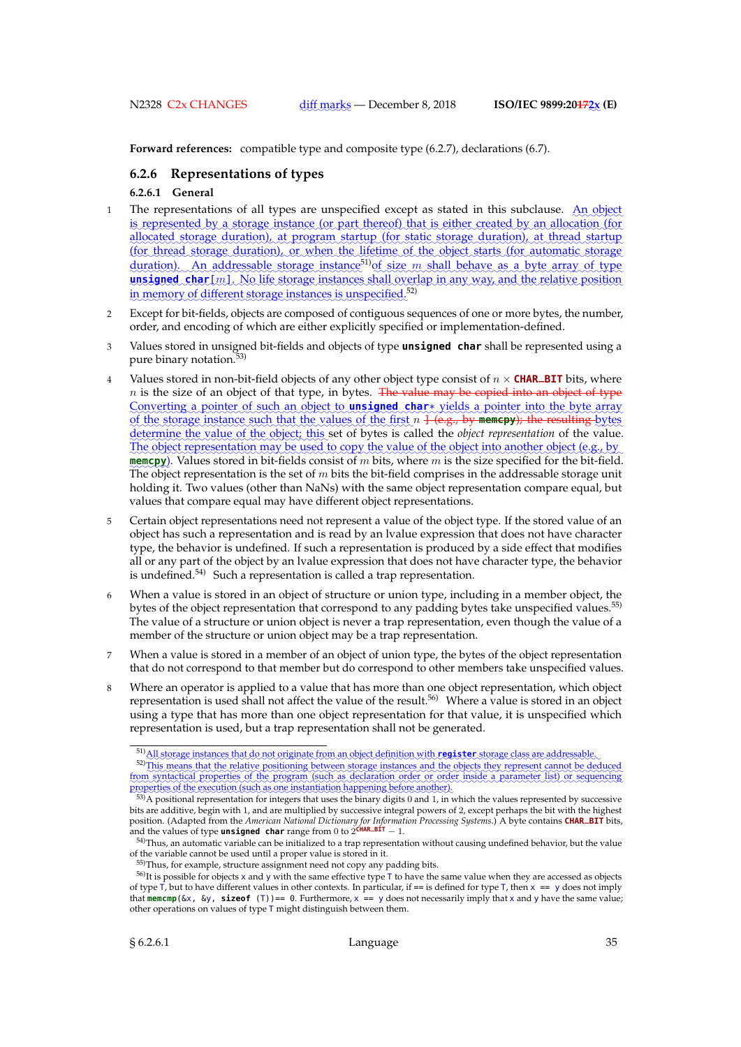**Forward references:** compatible type and composite type (6.2.7), declarations (6.7).

### 6.2.6 Representations of types

#### 6.2.6.1 General

1 The representations of all types are unspecified except as stated in this subclause. An object is represented by a storage instance (or part thereof) that is either created by an allocation (for allocated storage duration), at program startup (for static storage duration), at thread startup (for thread storage duration), or when the lifetime of the object starts (for automatic storage duration). An addressable storage instance[51] of size $m$ shall behave as a byte array of type **unsigned char**[$m$]. No life storage instances shall overlap in any way, and the relative position in memory of different storage instances is unspecified.[52]

2 Except for bit-fields, objects are composed of contiguous sequences of one or more bytes, the number, order, and encoding of which are either explicitly specified or implementation-defined.

3 Values stored in unsigned bit-fields and objects of type `unsigned char` shall be represented using a pure binary notation.[53]

4 Values stored in non-bit-field objects of any other object type consist of $n \times$ **CHAR_BIT** bits, where $n$ is the size of an object of that type, in bytes. ~~The value may be copied into an object of type~~ Converting a pointer of such an object to **unsigned char***  yields a pointer into the byte array of the storage instance such that the values of the first $n$ ~~1 (e.g., by **memcpy**); the resulting bytes~~ determine the value of the object; this set of bytes is called the *object representation* of the value. The object representation may be used to copy the value of the object into another object (e.g., by **memcpy**). Values stored in bit-fields consist of $m$ bits, where $m$ is the size specified for the bit-field. The object representation is the set of $m$ bits the bit-field comprises in the addressable storage unit holding it. Two values (other than NaNs) with the same object representation compare equal, but values that compare equal may have different object representations.

5 Certain object representations need not represent a value of the object type. If the stored value of an object has such a representation and is read by an lvalue expression that does not have character type, the behavior is undefined. If such a representation is produced by a side effect that modifies all or any part of the object by an lvalue expression that does not have character type, the behavior is undefined.[54] Such a representation is called a trap representation.

6 When a value is stored in an object of structure or union type, including in a member object, the bytes of the object representation that correspond to any padding bytes take unspecified values.[55] The value of a structure or union object is never a trap representation, even though the value of a member of the structure or union object may be a trap representation.

7 When a value is stored in a member of an object of union type, the bytes of the object representation that do not correspond to that member but do correspond to other members take unspecified values.

8 Where an operator is applied to a value that has more than one object representation, which object representation is used shall not affect the value of the result.[56] Where a value is stored in an object using a type that has more than one object representation for that value, it is unspecified which representation is used, but a trap representation shall not be generated.

---

[51] All storage instances that do not originate from an object definition with **register** storage class are addressable.

[52] This means that the relative positioning between storage instances and the objects they represent cannot be deduced from syntactical properties of the program (such as declaration order or order inside a parameter list) or sequencing properties of the execution (such as one instantiation happening before another).

[53] A positional representation for integers that uses the binary digits 0 and 1, in which the values represented by successive bits are additive, begin with 1, and are multiplied by successive integral powers of 2, except perhaps the bit with the highest position. (Adapted from the *American National Dictionary for Information Processing Systems*.) A byte contains **CHAR_BIT** bits, and the values of type `unsigned char` range from 0 to $2^{\text{CHAR\_BIT}} - 1$.

[54] Thus, an automatic variable can be initialized to a trap representation without causing undefined behavior, but the value of the variable cannot be used until a proper value is stored in it.

[55] Thus, for example, structure assignment need not copy any padding bits.

[56] It is possible for objects `x` and `y` with the same effective type `T` to have the same value when they are accessed as objects of type `T`, but to have different values in other contexts. In particular, if `==` is defined for type `T`, then `x == y` does not imply that `memcmp(&x, &y, sizeof (T))== 0`. Furthermore, `x == y` does not necessarily imply that `x` and `y` have the same value; other operations on values of type `T` might distinguish between them.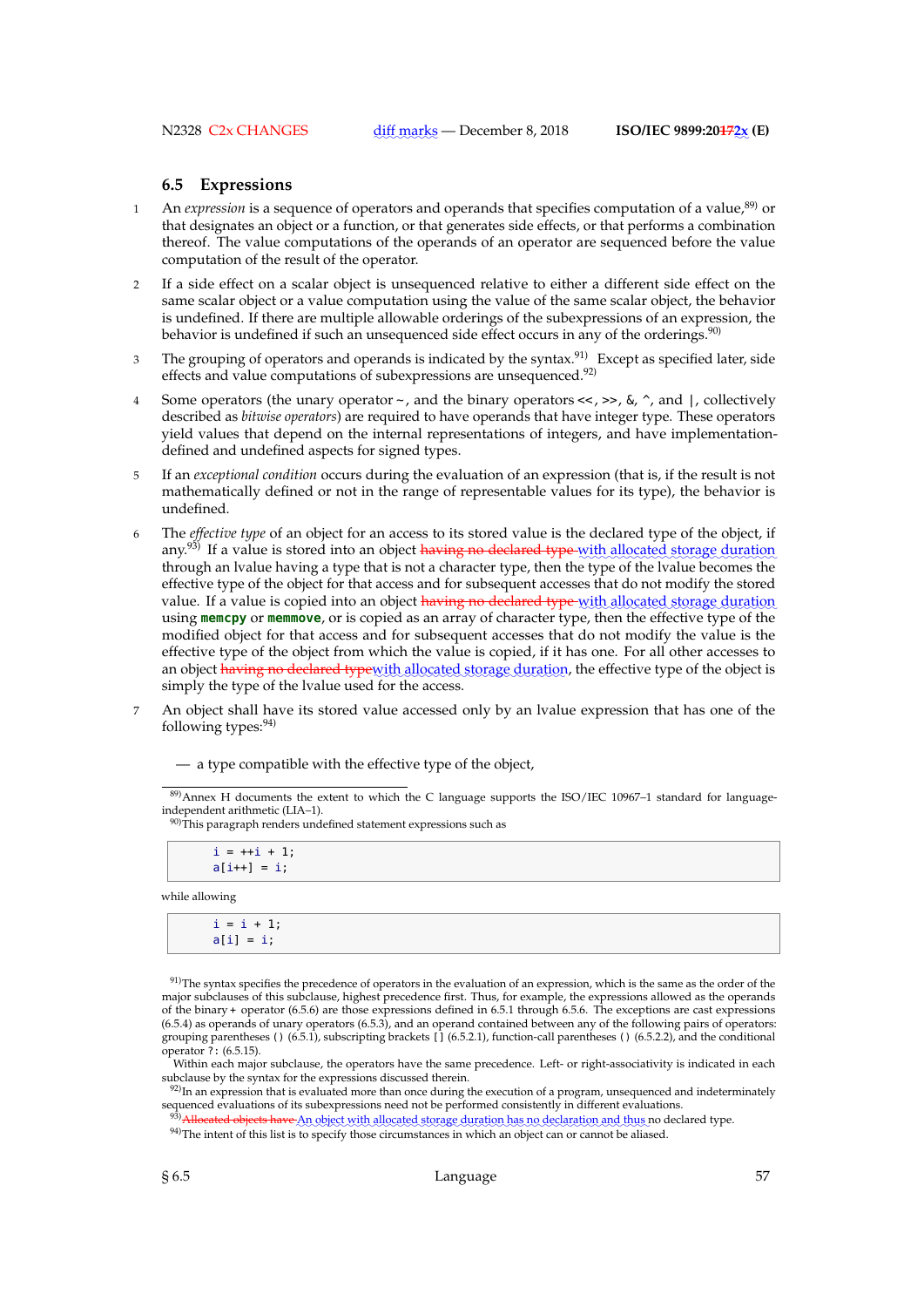## 6.5 Expressions

1 An *expression* is a sequence of operators and operands that specifies computation of a value,[89] or that designates an object or a function, or that generates side effects, or that performs a combination thereof. The value computations of the operands of an operator are sequenced before the value computation of the result of the operator.

2 If a side effect on a scalar object is unsequenced relative to either a different side effect on the same scalar object or a value computation using the value of the same scalar object, the behavior is undefined. If there are multiple allowable orderings of the subexpressions of an expression, the behavior is undefined if such an unsequenced side effect occurs in any of the orderings.[90]

3 The grouping of operators and operands is indicated by the syntax.[91] Except as specified later, side effects and value computations of subexpressions are unsequenced.[92]

4 Some operators (the unary operator ~, and the binary operators <<, >>, &, ^, and |, collectively described as *bitwise operators*) are required to have operands that have integer type. These operators yield values that depend on the internal representations of integers, and have implementation-defined and undefined aspects for signed types.

5 If an *exceptional condition* occurs during the evaluation of an expression (that is, if the result is not mathematically defined or not in the range of representable values for its type), the behavior is undefined.

6 The *effective type* of an object for an access to its stored value is the declared type of the object, if any.[93] If a value is stored into an object ~~having no declared type~~ with allocated storage duration through an lvalue having a type that is not a character type, then the type of the lvalue becomes the effective type of the object for that access and for subsequent accesses that do not modify the stored value. If a value is copied into an object ~~having no declared type~~ with allocated storage duration using **memcpy** or **memmove**, or is copied as an array of character type, then the effective type of the modified object for that access and for subsequent accesses that do not modify the value is the effective type of the object from which the value is copied, if it has one. For all other accesses to an object ~~having no declared type~~with allocated storage duration, the effective type of the object is simply the type of the lvalue used for the access.

7 An object shall have its stored value accessed only by an lvalue expression that has one of the following types:[94]

— a type compatible with the effective type of the object,

---

[89]Annex H documents the extent to which the C language supports the ISO/IEC 10967–1 standard for language-independent arithmetic (LIA–1).

[90]This paragraph renders undefined statement expressions such as

```
i = ++i + 1;
a[i++] = i;
```

while allowing

```
i = i + 1;
a[i] = i;
```

[91]The syntax specifies the precedence of operators in the evaluation of an expression, which is the same as the order of the major subclauses of this subclause, highest precedence first. Thus, for example, the expressions allowed as the operands of the binary + operator (6.5.6) are those expressions defined in 6.5.1 through 6.5.6. The exceptions are cast expressions (6.5.4) as operands of unary operators (6.5.3), and an operand contained between any of the following pairs of operators: grouping parentheses () (6.5.1), subscripting brackets [] (6.5.2.1), function-call parentheses () (6.5.2.2), and the conditional operator ?: (6.5.15).

Within each major subclause, the operators have the same precedence. Left- or right-associativity is indicated in each subclause by the syntax for the expressions discussed therein.

[92]In an expression that is evaluated more than once during the execution of a program, unsequenced and indeterminately sequenced evaluations of its subexpressions need not be performed consistently in different evaluations.

[93]~~Allocated objects have~~ An object with allocated storage duration has no declaration and thus no declared type.

[94]The intent of this list is to specify those circumstances in which an object can or cannot be aliased.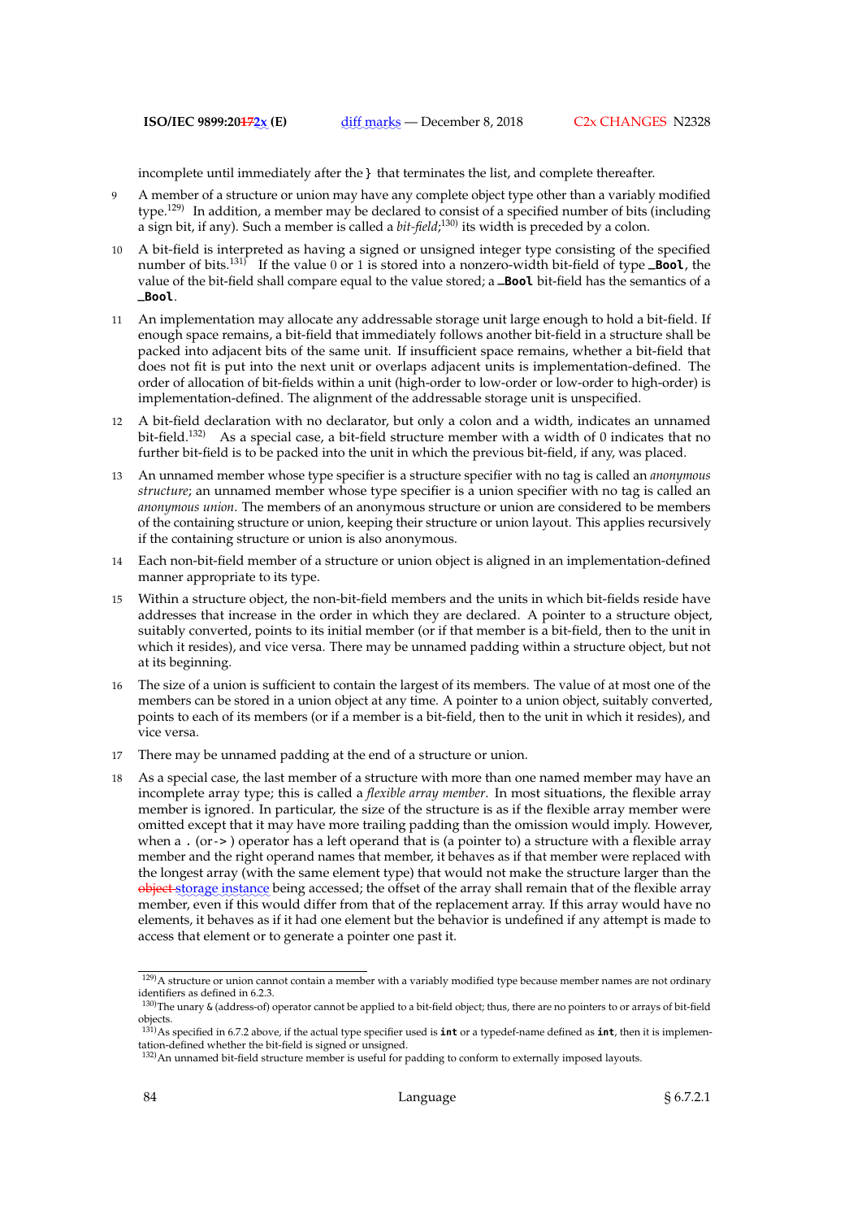incomplete until immediately after the `}` that terminates the list, and complete thereafter.

9 A member of a structure or union may have any complete object type other than a variably modified type.[129] In addition, a member may be declared to consist of a specified number of bits (including a sign bit, if any). Such a member is called a *bit-field*;[130] its width is preceded by a colon.

10 A bit-field is interpreted as having a signed or unsigned integer type consisting of the specified number of bits.[131] If the value 0 or 1 is stored into a nonzero-width bit-field of type **`_Bool`**, the value of the bit-field shall compare equal to the value stored; a **`_Bool`** bit-field has the semantics of a **`_Bool`**.

11 An implementation may allocate any addressable storage unit large enough to hold a bit-field. If enough space remains, a bit-field that immediately follows another bit-field in a structure shall be packed into adjacent bits of the same unit. If insufficient space remains, whether a bit-field that does not fit is put into the next unit or overlaps adjacent units is implementation-defined. The order of allocation of bit-fields within a unit (high-order to low-order or low-order to high-order) is implementation-defined. The alignment of the addressable storage unit is unspecified.

12 A bit-field declaration with no declarator, but only a colon and a width, indicates an unnamed bit-field.[132] As a special case, a bit-field structure member with a width of 0 indicates that no further bit-field is to be packed into the unit in which the previous bit-field, if any, was placed.

13 An unnamed member whose type specifier is a structure specifier with no tag is called an *anonymous structure*; an unnamed member whose type specifier is a union specifier with no tag is called an *anonymous union*. The members of an anonymous structure or union are considered to be members of the containing structure or union, keeping their structure or union layout. This applies recursively if the containing structure or union is also anonymous.

14 Each non-bit-field member of a structure or union object is aligned in an implementation-defined manner appropriate to its type.

15 Within a structure object, the non-bit-field members and the units in which bit-fields reside have addresses that increase in the order in which they are declared. A pointer to a structure object, suitably converted, points to its initial member (or if that member is a bit-field, then to the unit in which it resides), and vice versa. There may be unnamed padding within a structure object, but not at its beginning.

16 The size of a union is sufficient to contain the largest of its members. The value of at most one of the members can be stored in a union object at any time. A pointer to a union object, suitably converted, points to each of its members (or if a member is a bit-field, then to the unit in which it resides), and vice versa.

17 There may be unnamed padding at the end of a structure or union.

18 As a special case, the last member of a structure with more than one named member may have an incomplete array type; this is called a *flexible array member*. In most situations, the flexible array member is ignored. In particular, the size of the structure is as if the flexible array member were omitted except that it may have more trailing padding than the omission would imply. However, when a `.` (or `->`) operator has a left operand that is (a pointer to) a structure with a flexible array member and the right operand names that member, it behaves as if that member were replaced with the longest array (with the same element type) that would not make the structure larger than the ~~object~~ storage instance being accessed; the offset of the array shall remain that of the flexible array member, even if this would differ from that of the replacement array. If this array would have no elements, it behaves as if it had one element but the behavior is undefined if any attempt is made to access that element or to generate a pointer one past it.

---

[129] A structure or union cannot contain a member with a variably modified type because member names are not ordinary identifiers as defined in 6.2.3.

[130] The unary `&` (address-of) operator cannot be applied to a bit-field object; thus, there are no pointers to or arrays of bit-field objects.

[131] As specified in 6.7.2 above, if the actual type specifier used is **`int`** or a typedef-name defined as **`int`**, then it is implementation-defined whether the bit-field is signed or unsigned.

[132] An unnamed bit-field structure member is useful for padding to conform to externally imposed layouts.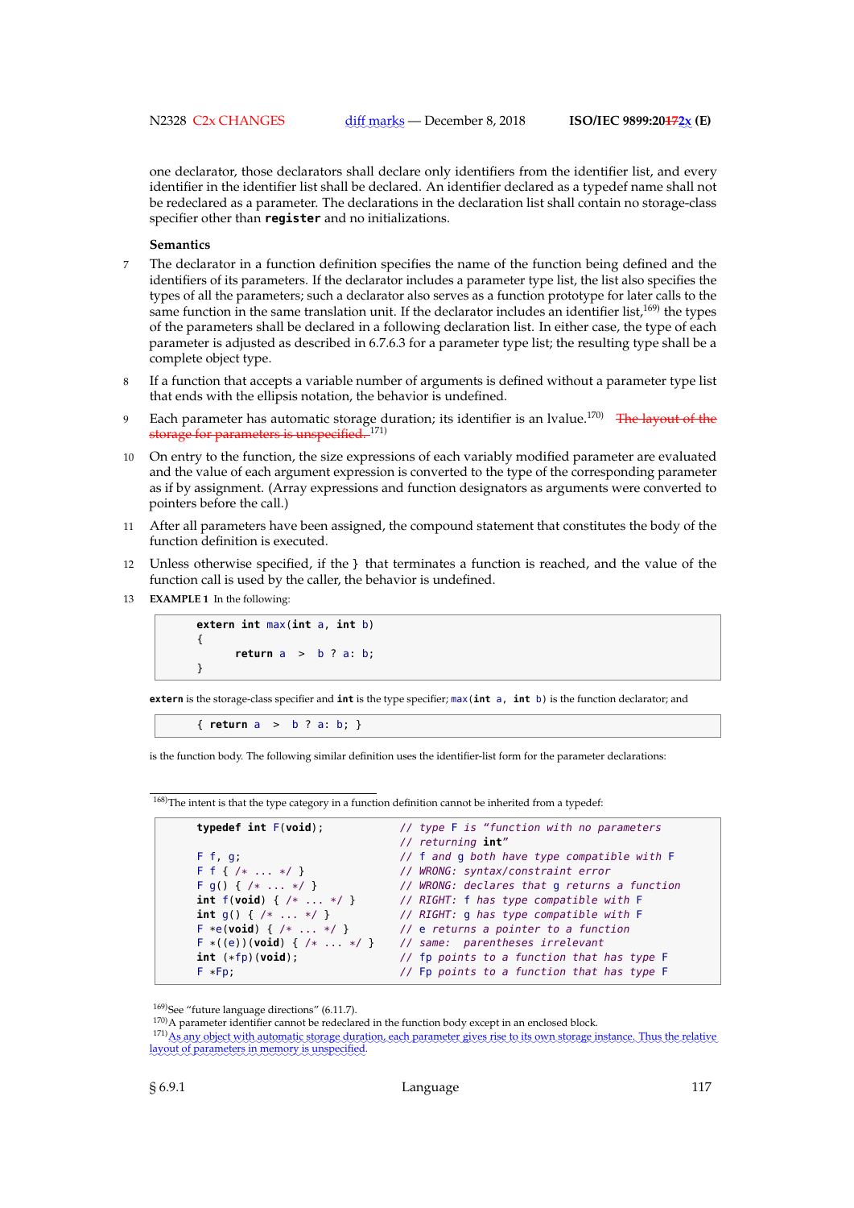one declarator, those declarators shall declare only identifiers from the identifier list, and every identifier in the identifier list shall be declared. An identifier declared as a typedef name shall not be redeclared as a parameter. The declarations in the declaration list shall contain no storage-class specifier other than **register** and no initializations.

**Semantics**

7 The declarator in a function definition specifies the name of the function being defined and the identifiers of its parameters. If the declarator includes a parameter type list, the list also specifies the types of all the parameters; such a declarator also serves as a function prototype for later calls to the same function in the same translation unit. If the declarator includes an identifier list,[169] the types of the parameters shall be declared in a following declaration list. In either case, the type of each parameter is adjusted as described in 6.7.6.3 for a parameter type list; the resulting type shall be a complete object type.

8 If a function that accepts a variable number of arguments is defined without a parameter type list that ends with the ellipsis notation, the behavior is undefined.

9 Each parameter has automatic storage duration; its identifier is an lvalue.[170] ~~The layout of the storage for parameters is unspecified.~~[171]

10 On entry to the function, the size expressions of each variably modified parameter are evaluated and the value of each argument expression is converted to the type of the corresponding parameter as if by assignment. (Array expressions and function designators as arguments were converted to pointers before the call.)

11 After all parameters have been assigned, the compound statement that constitutes the body of the function definition is executed.

12 Unless otherwise specified, if the } that terminates a function is reached, and the value of the function call is used by the caller, the behavior is undefined.

13 **EXAMPLE 1** In the following:

```
extern int max(int a, int b)
{
      return a  >  b ? a: b;
}
```

**extern** is the storage-class specifier and **int** is the type specifier; `max(int a, int b)` is the function declarator; and

```
{ return a  >  b ? a: b; }
```

is the function body. The following similar definition uses the identifier-list form for the parameter declarations:

---

[168] The intent is that the type category in a function definition cannot be inherited from a typedef:

```
typedef int F(void);            // type F is "function with no parameters
                                // returning int"
F f, g;                         // f and g both have type compatible with F
F f { /* ... */ }               // WRONG: syntax/constraint error
F g() { /* ... */ }             // WRONG: declares that g returns a function
int f(void) { /* ... */ }       // RIGHT: f has type compatible with F
int g() { /* ... */ }           // RIGHT: g has type compatible with F
F *e(void) { /* ... */ }        // e returns a pointer to a function
F *((e))(void) { /* ... */ }    // same: parentheses irrelevant
int (*fp)(void);                // fp points to a function that has type F
F *Fp;                          // Fp points to a function that has type F
```

[169] See "future language directions" (6.11.7).

[170] A parameter identifier cannot be redeclared in the function body except in an enclosed block.

[171] As any object with automatic storage duration, each parameter gives rise to its own storage instance. Thus the relative layout of parameters in memory is unspecified.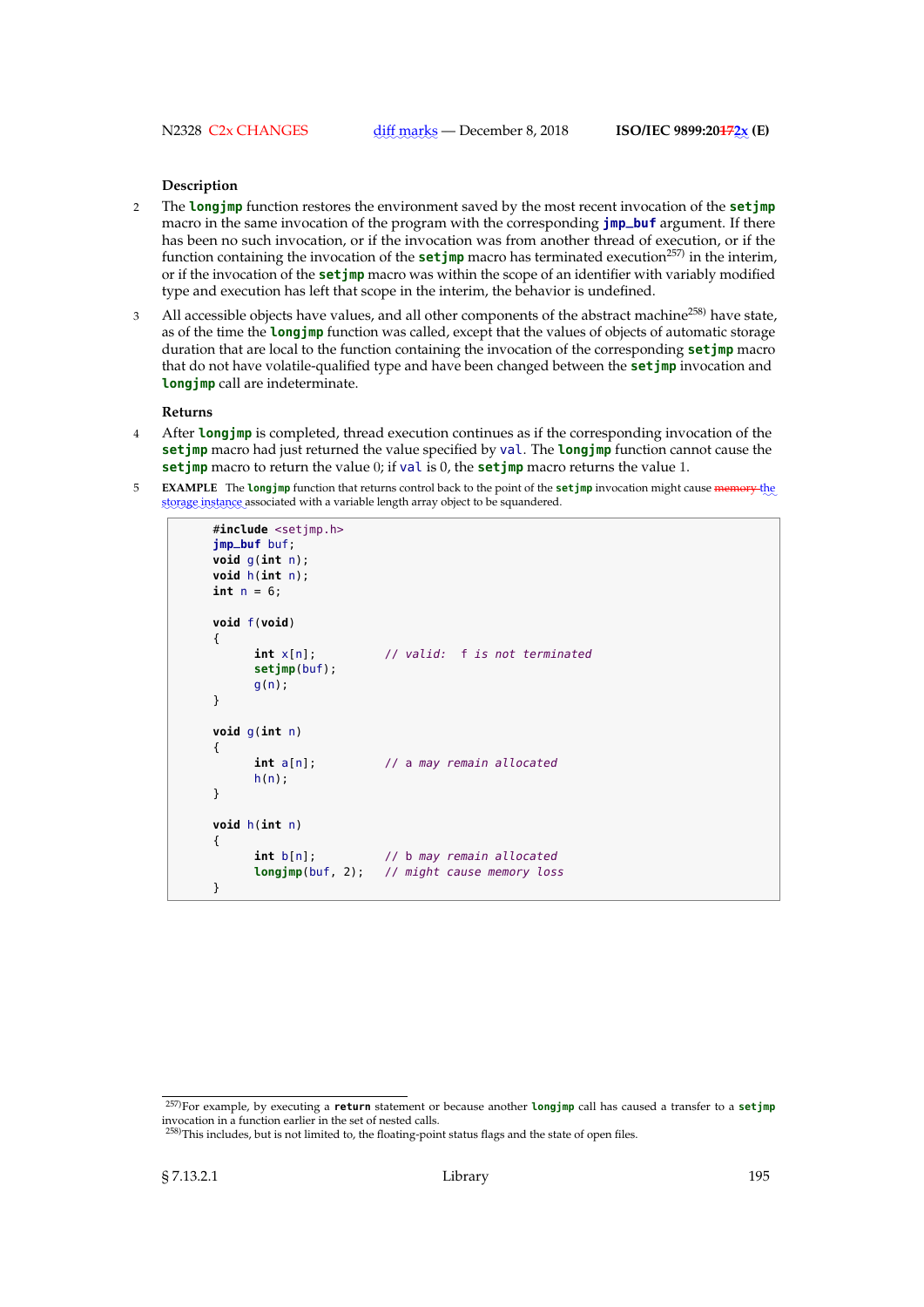**Description**

2 The **longjmp** function restores the environment saved by the most recent invocation of the **setjmp** macro in the same invocation of the program with the corresponding **jmp_buf** argument. If there has been no such invocation, or if the invocation was from another thread of execution, or if the function containing the invocation of the **setjmp** macro has terminated execution[257] in the interim, or if the invocation of the **setjmp** macro was within the scope of an identifier with variably modified type and execution has left that scope in the interim, the behavior is undefined.

3 All accessible objects have values, and all other components of the abstract machine[258] have state, as of the time the **longjmp** function was called, except that the values of objects of automatic storage duration that are local to the function containing the invocation of the corresponding **setjmp** macro that do not have volatile-qualified type and have been changed between the **setjmp** invocation and **longjmp** call are indeterminate.

**Returns**

4 After **longjmp** is completed, thread execution continues as if the corresponding invocation of the **setjmp** macro had just returned the value specified by `val`. The **longjmp** function cannot cause the **setjmp** macro to return the value 0; if `val` is 0, the **setjmp** macro returns the value 1.

5 **EXAMPLE** The **longjmp** function that returns control back to the point of the **setjmp** invocation might cause ~~memory~~ the storage instance associated with a variable length array object to be squandered.

```
#include <setjmp.h>
jmp_buf buf;
void g(int n);
void h(int n);
int n = 6;

void f(void)
{
      int x[n];          // valid:  f is not terminated
      setjmp(buf);
      g(n);
}

void g(int n)
{
      int a[n];          // a may remain allocated
      h(n);
}

void h(int n)
{
      int b[n];          // b may remain allocated
      longjmp(buf, 2);   // might cause memory loss
}
```

---

[257] For example, by executing a **return** statement or because another **longjmp** call has caused a transfer to a **setjmp** invocation in a function earlier in the set of nested calls.

[258] This includes, but is not limited to, the floating-point status flags and the state of open files.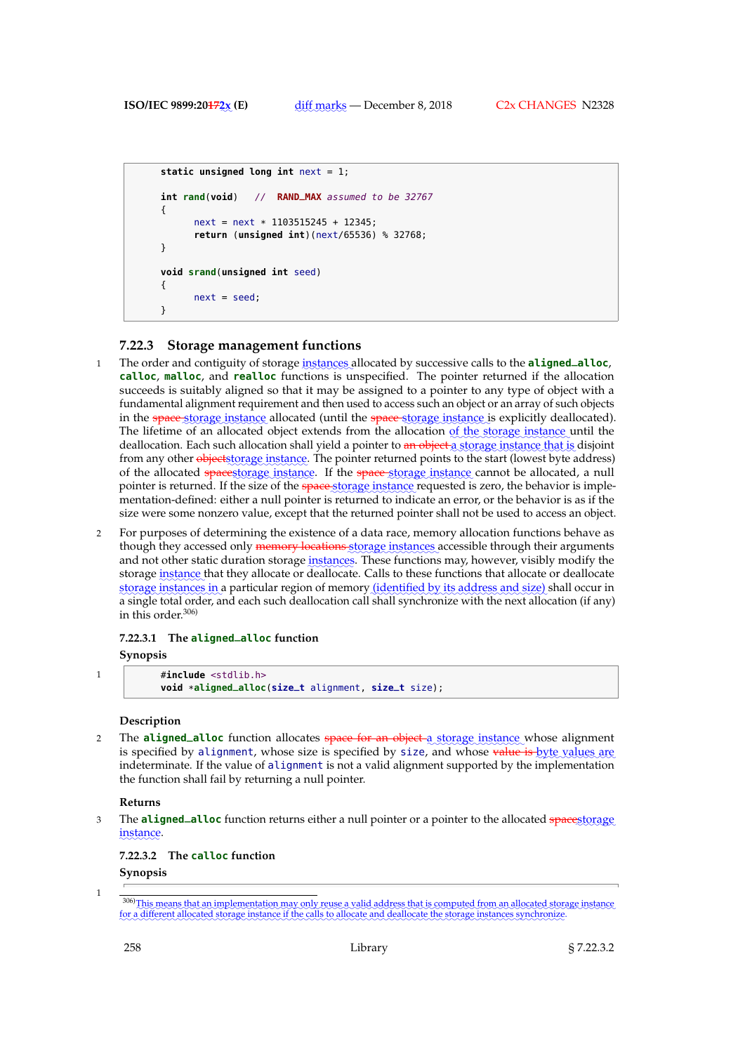```
static unsigned long int next = 1;

int rand(void)   //  RAND_MAX assumed to be 32767
{
      next = next * 1103515245 + 12345;
      return (unsigned int)(next/65536) % 32768;
}

void srand(unsigned int seed)
{
      next = seed;
}
```

### 7.22.3 Storage management functions

1 The order and contiguity of storage instances allocated by successive calls to the **aligned_alloc**, **calloc**, **malloc**, and **realloc** functions is unspecified. The pointer returned if the allocation succeeds is suitably aligned so that it may be assigned to a pointer to any type of object with a fundamental alignment requirement and then used to access such an object or an array of such objects in the ~~space~~ storage instance allocated (until the ~~space~~ storage instance is explicitly deallocated). The lifetime of an allocated object extends from the allocation of the storage instance until the deallocation. Each such allocation shall yield a pointer to ~~an object~~ a storage instance that is disjoint from any other ~~object~~storage instance. The pointer returned points to the start (lowest byte address) of the allocated ~~space~~storage instance. If the ~~space~~ storage instance cannot be allocated, a null pointer is returned. If the size of the ~~space~~ storage instance requested is zero, the behavior is implementation-defined: either a null pointer is returned to indicate an error, or the behavior is as if the size were some nonzero value, except that the returned pointer shall not be used to access an object.

2 For purposes of determining the existence of a data race, memory allocation functions behave as though they accessed only ~~memory locations~~ storage instances accessible through their arguments and not other static duration storage instances. These functions may, however, visibly modify the storage instance that they allocate or deallocate. Calls to these functions that allocate or deallocate storage instances in a particular region of memory (identified by its address and size) shall occur in a single total order, and each such deallocation call shall synchronize with the next allocation (if any) in this order.[306]

#### 7.22.3.1 The aligned_alloc function

**Synopsis**

1
```
#include <stdlib.h>
void *aligned_alloc(size_t alignment, size_t size);
```

**Description**

2 The **aligned_alloc** function allocates ~~space for an object~~ a storage instance whose alignment is specified by `alignment`, whose size is specified by `size`, and whose ~~value is~~ byte values are indeterminate. If the value of `alignment` is not a valid alignment supported by the implementation the function shall fail by returning a null pointer.

**Returns**

3 The **aligned_alloc** function returns either a null pointer or a pointer to the allocated ~~space~~storage instance.

#### 7.22.3.2 The calloc function

**Synopsis**

1

[306] This means that an implementation may only reuse a valid address that is computed from an allocated storage instance for a different allocated storage instance if the calls to allocate and deallocate the storage instances synchronize.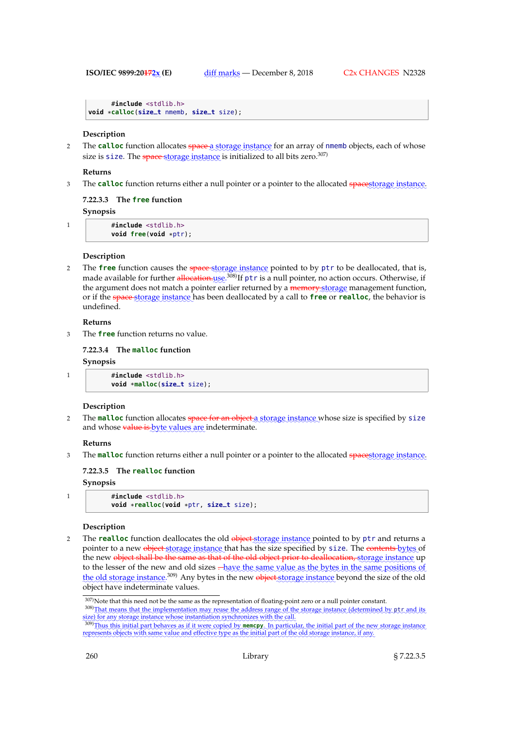```
#include <stdlib.h>
void *calloc(size_t nmemb, size_t size);
```

**Description**

2 The **calloc** function allocates ~~space~~ a storage instance for an array of nmemb objects, each of whose size is size. The ~~space~~ storage instance is initialized to all bits zero.[307)]

**Returns**

3 The **calloc** function returns either a null pointer or a pointer to the allocated ~~space~~storage instance.

### 7.22.3.3 The free function

**Synopsis**

1
```
#include <stdlib.h>
void free(void *ptr);
```

**Description**

2 The **free** function causes the ~~space~~ storage instance pointed to by ptr to be deallocated, that is, made available for further ~~allocation.~~ use.[308)] If ptr is a null pointer, no action occurs. Otherwise, if the argument does not match a pointer earlier returned by a ~~memory~~ storage management function, or if the ~~space~~ storage instance has been deallocated by a call to **free** or **realloc**, the behavior is undefined.

**Returns**

3 The **free** function returns no value.

### 7.22.3.4 The malloc function

**Synopsis**

1
```
#include <stdlib.h>
void *malloc(size_t size);
```

**Description**

2 The **malloc** function allocates ~~space for an object~~ a storage instance whose size is specified by size and whose ~~value is~~ byte values are indeterminate.

**Returns**

3 The **malloc** function returns either a null pointer or a pointer to the allocated ~~space~~storage instance.

### 7.22.3.5 The realloc function

**Synopsis**

1
```
#include <stdlib.h>
void *realloc(void *ptr, size_t size);
```

**Description**

2 The **realloc** function deallocates the old ~~object~~ storage instance pointed to by ptr and returns a pointer to a new ~~object~~ storage instance that has the size specified by size. The ~~contents~~ bytes of the new ~~object shall be the same as that of the old object prior to deallocation,~~ storage instance up to the lesser of the new and old sizes ~~.~~ have the same value as the bytes in the same positions of the old storage instance.[309)] Any bytes in the new ~~object~~ storage instance beyond the size of the old object have indeterminate values.

---

[307)] Note that this need not be the same as the representation of floating-point zero or a null pointer constant.

[308)] That means that the implementation may reuse the address range of the storage instance (determined by ptr and its size) for any storage instance whose instantiation synchronizes with the call.

[309)] Thus this initial part behaves as if it were copied by **memcpy**. In particular, the initial part of the new storage instance represents objects with same value and effective type as the initial part of the old storage instance, if any.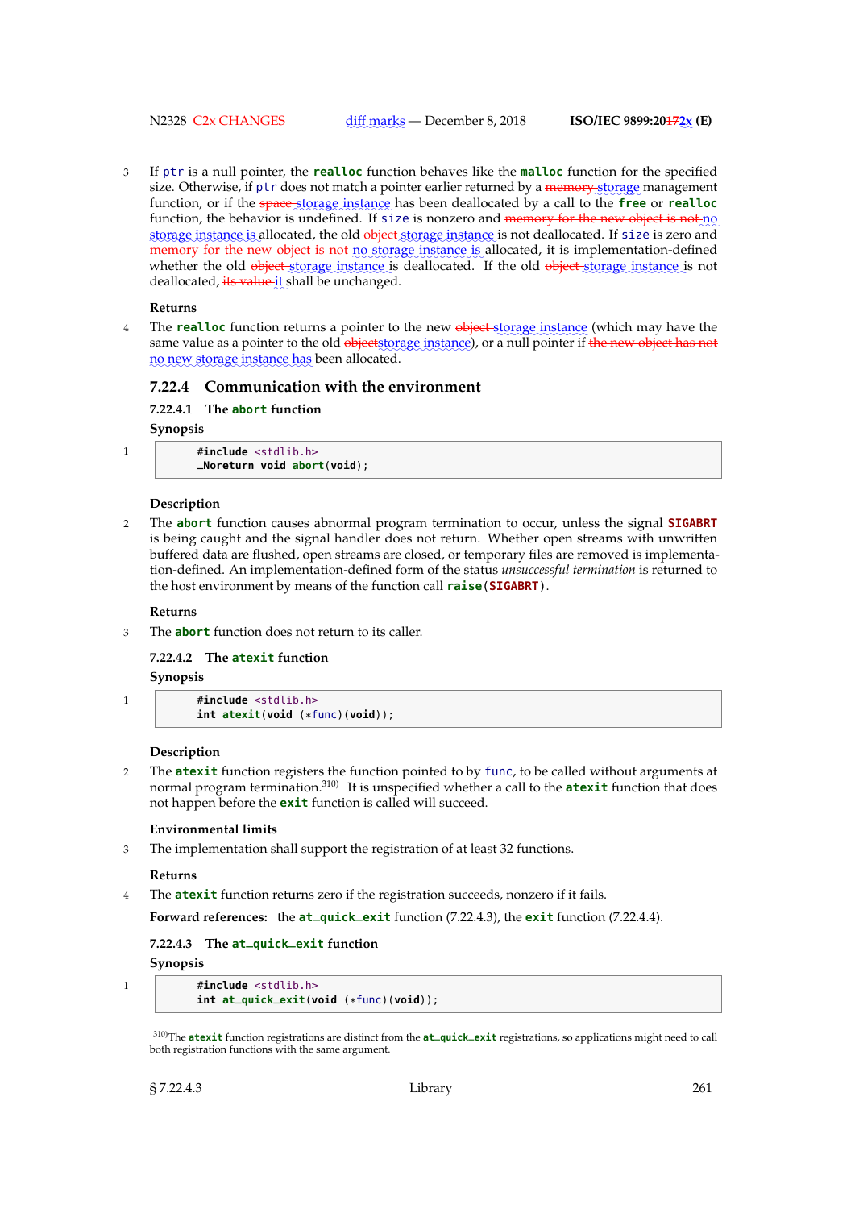3 If ptr is a null pointer, the **realloc** function behaves like the **malloc** function for the specified size. Otherwise, if ptr does not match a pointer earlier returned by a ~~memory~~ storage management function, or if the ~~space~~ storage instance has been deallocated by a call to the **free** or **realloc** function, the behavior is undefined. If size is nonzero and ~~memory for the new object is not~~ no storage instance is allocated, the old ~~object~~ storage instance is not deallocated. If size is zero and ~~memory for the new object is not~~ no storage instance is allocated, it is implementation-defined whether the old ~~object~~ storage instance is deallocated. If the old ~~object~~ storage instance is not deallocated, ~~its value~~ it shall be unchanged.

**Returns**

4 The **realloc** function returns a pointer to the new ~~object~~ storage instance (which may have the same value as a pointer to the old ~~object~~storage instance), or a null pointer if ~~the new object has not~~ no new storage instance has been allocated.

## 7.22.4 Communication with the environment

### 7.22.4.1 The abort function

**Synopsis**

1
```
#include <stdlib.h>
_Noreturn void abort(void);
```

**Description**

2 The **abort** function causes abnormal program termination to occur, unless the signal **SIGABRT** is being caught and the signal handler does not return. Whether open streams with unwritten buffered data are flushed, open streams are closed, or temporary files are removed is implementation-defined. An implementation-defined form of the status *unsuccessful termination* is returned to the host environment by means of the function call **raise(SIGABRT)**.

**Returns**

3 The **abort** function does not return to its caller.

### 7.22.4.2 The atexit function

**Synopsis**

1
```
#include <stdlib.h>
int atexit(void (*func)(void));
```

**Description**

2 The **atexit** function registers the function pointed to by func, to be called without arguments at normal program termination.[310] It is unspecified whether a call to the **atexit** function that does not happen before the **exit** function is called will succeed.

**Environmental limits**

3 The implementation shall support the registration of at least 32 functions.

**Returns**

4 The **atexit** function returns zero if the registration succeeds, nonzero if it fails.

**Forward references:** the **at_quick_exit** function (7.22.4.3), the **exit** function (7.22.4.4).

### 7.22.4.3 The at_quick_exit function

**Synopsis**

1
```
#include <stdlib.h>
int at_quick_exit(void (*func)(void));
```

[310] The **atexit** function registrations are distinct from the **at_quick_exit** registrations, so applications might need to call both registration functions with the same argument.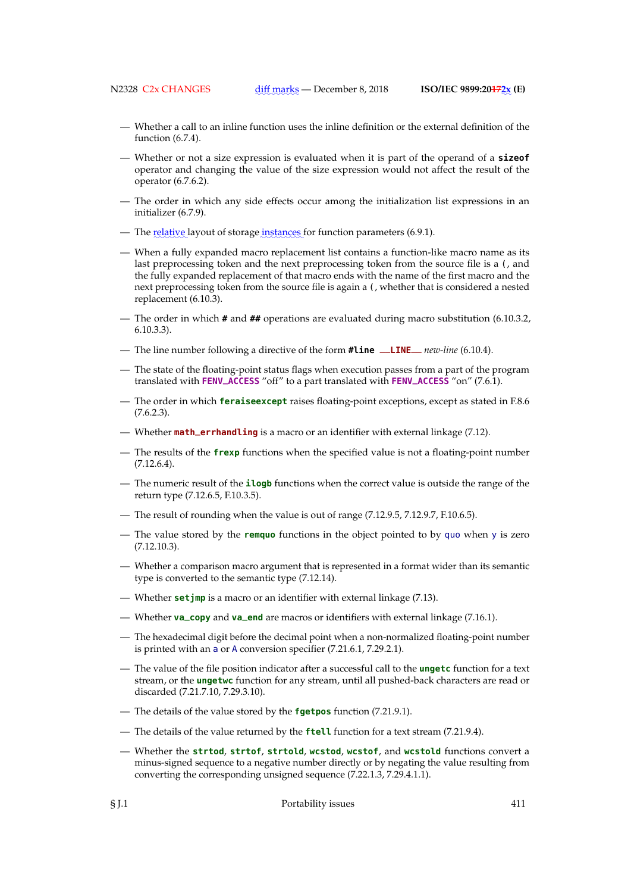— Whether a call to an inline function uses the inline definition or the external definition of the function (6.7.4).

— Whether or not a size expression is evaluated when it is part of the operand of a **sizeof** operator and changing the value of the size expression would not affect the result of the operator (6.7.6.2).

— The order in which any side effects occur among the initialization list expressions in an initializer (6.7.9).

— The relative layout of storage instances for function parameters (6.9.1).

— When a fully expanded macro replacement list contains a function-like macro name as its last preprocessing token and the next preprocessing token from the source file is a `(`, and the fully expanded replacement of that macro ends with the name of the first macro and the next preprocessing token from the source file is again a `(`, whether that is considered a nested replacement (6.10.3).

— The order in which **#** and **##** operations are evaluated during macro substitution (6.10.3.2, 6.10.3.3).

— The line number following a directive of the form **#line `__LINE__`** *new-line* (6.10.4).

— The state of the floating-point status flags when execution passes from a part of the program translated with **FENV_ACCESS** "off" to a part translated with **FENV_ACCESS** "on" (7.6.1).

— The order in which **feraiseexcept** raises floating-point exceptions, except as stated in F.8.6 (7.6.2.3).

— Whether **math_errhandling** is a macro or an identifier with external linkage (7.12).

— The results of the **frexp** functions when the specified value is not a floating-point number (7.12.6.4).

— The numeric result of the **ilogb** functions when the correct value is outside the range of the return type (7.12.6.5, F.10.3.5).

— The result of rounding when the value is out of range (7.12.9.5, 7.12.9.7, F.10.6.5).

— The value stored by the **remquo** functions in the object pointed to by `quo` when `y` is zero (7.12.10.3).

— Whether a comparison macro argument that is represented in a format wider than its semantic type is converted to the semantic type (7.12.14).

— Whether **setjmp** is a macro or an identifier with external linkage (7.13).

— Whether **va_copy** and **va_end** are macros or identifiers with external linkage (7.16.1).

— The hexadecimal digit before the decimal point when a non-normalized floating-point number is printed with an `a` or `A` conversion specifier (7.21.6.1, 7.29.2.1).

— The value of the file position indicator after a successful call to the **ungetc** function for a text stream, or the **ungetwc** function for any stream, until all pushed-back characters are read or discarded (7.21.7.10, 7.29.3.10).

— The details of the value stored by the **fgetpos** function (7.21.9.1).

— The details of the value returned by the **ftell** function for a text stream (7.21.9.4).

— Whether the **strtod**, **strtof**, **strtold**, **wcstod**, **wcstof**, and **wcstold** functions convert a minus-signed sequence to a negative number directly or by negating the value resulting from converting the corresponding unsigned sequence (7.22.1.3, 7.29.4.1.1).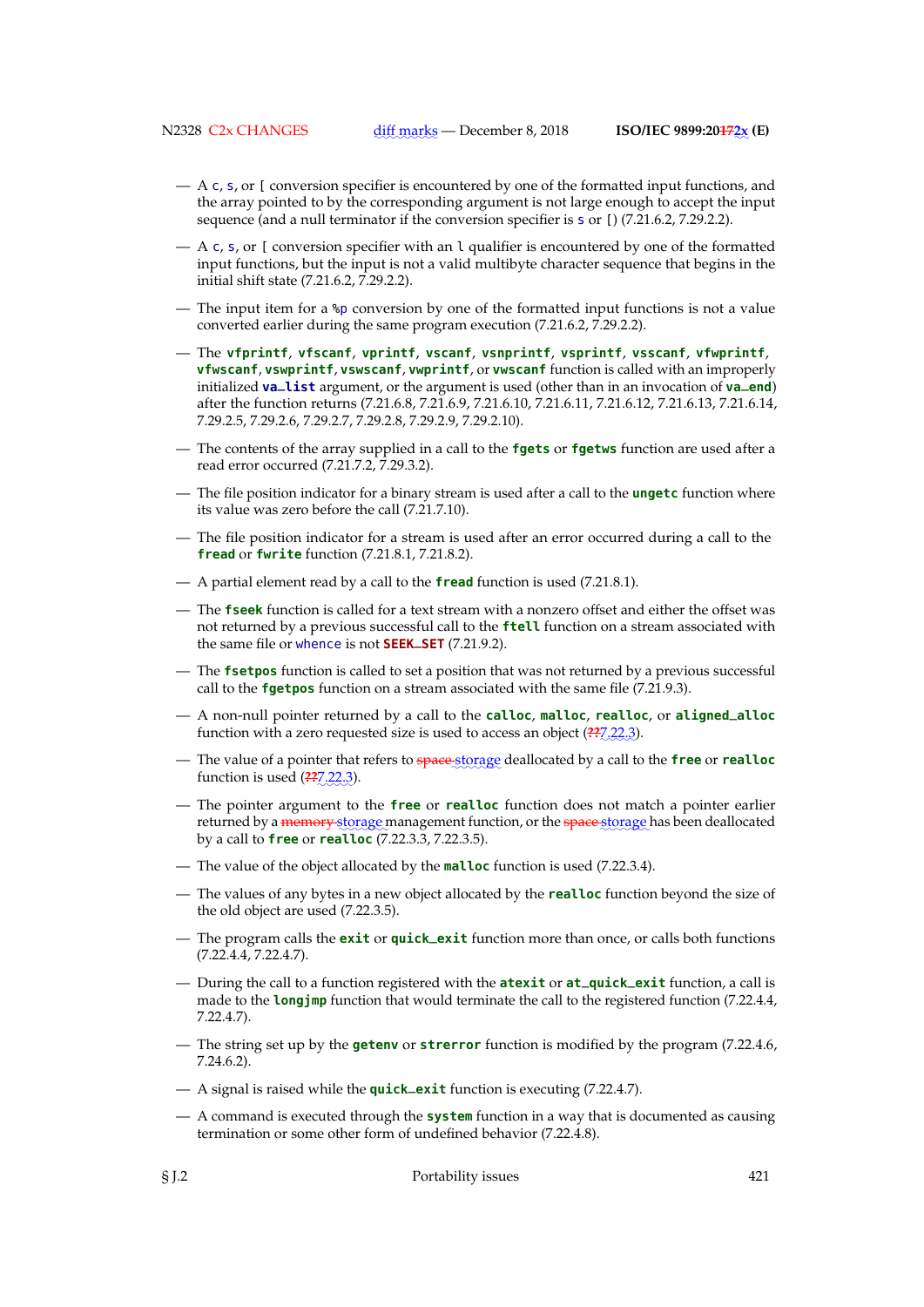— A `c`, `s`, or `[` conversion specifier is encountered by one of the formatted input functions, and the array pointed to by the corresponding argument is not large enough to accept the input sequence (and a null terminator if the conversion specifier is `s` or `[`) (7.21.6.2, 7.29.2.2).

— A `c`, `s`, or `[` conversion specifier with an `l` qualifier is encountered by one of the formatted input functions, but the input is not a valid multibyte character sequence that begins in the initial shift state (7.21.6.2, 7.29.2.2).

— The input item for a `%p` conversion by one of the formatted input functions is not a value converted earlier during the same program execution (7.21.6.2, 7.29.2.2).

— The **vfprintf**, **vfscanf**, **vprintf**, **vscanf**, **vsnprintf**, **vsprintf**, **vsscanf**, **vfwprintf**, **vfwscanf**, **vswprintf**, **vswscanf**, **vwprintf**, or **vwscanf** function is called with an improperly initialized **va_list** argument, or the argument is used (other than in an invocation of **va_end**) after the function returns (7.21.6.8, 7.21.6.9, 7.21.6.10, 7.21.6.11, 7.21.6.12, 7.21.6.13, 7.21.6.14, 7.29.2.5, 7.29.2.6, 7.29.2.7, 7.29.2.8, 7.29.2.9, 7.29.2.10).

— The contents of the array supplied in a call to the **fgets** or **fgetws** function are used after a read error occurred (7.21.7.2, 7.29.3.2).

— The file position indicator for a binary stream is used after a call to the **ungetc** function where its value was zero before the call (7.21.7.10).

— The file position indicator for a stream is used after an error occurred during a call to the **fread** or **fwrite** function (7.21.8.1, 7.21.8.2).

— A partial element read by a call to the **fread** function is used (7.21.8.1).

— The **fseek** function is called for a text stream with a nonzero offset and either the offset was not returned by a previous successful call to the **ftell** function on a stream associated with the same file or `whence` is not **SEEK_SET** (7.21.9.2).

— The **fsetpos** function is called to set a position that was not returned by a previous successful call to the **fgetpos** function on a stream associated with the same file (7.21.9.3).

— A non-null pointer returned by a call to the **calloc**, **malloc**, **realloc**, or **aligned_alloc** function with a zero requested size is used to access an object (~~??~~7.22.3).

— The value of a pointer that refers to ~~space~~ storage deallocated by a call to the **free** or **realloc** function is used (~~??~~7.22.3).

— The pointer argument to the **free** or **realloc** function does not match a pointer earlier returned by a ~~memory~~ storage management function, or the ~~space~~ storage has been deallocated by a call to **free** or **realloc** (7.22.3.3, 7.22.3.5).

— The value of the object allocated by the **malloc** function is used (7.22.3.4).

— The values of any bytes in a new object allocated by the **realloc** function beyond the size of the old object are used (7.22.3.5).

— The program calls the **exit** or **quick_exit** function more than once, or calls both functions (7.22.4.4, 7.22.4.7).

— During the call to a function registered with the **atexit** or **at_quick_exit** function, a call is made to the **longjmp** function that would terminate the call to the registered function (7.22.4.4, 7.22.4.7).

— The string set up by the **getenv** or **strerror** function is modified by the program (7.22.4.6, 7.24.6.2).

— A signal is raised while the **quick_exit** function is executing (7.22.4.7).

— A command is executed through the **system** function in a way that is documented as causing termination or some other form of undefined behavior (7.22.4.8).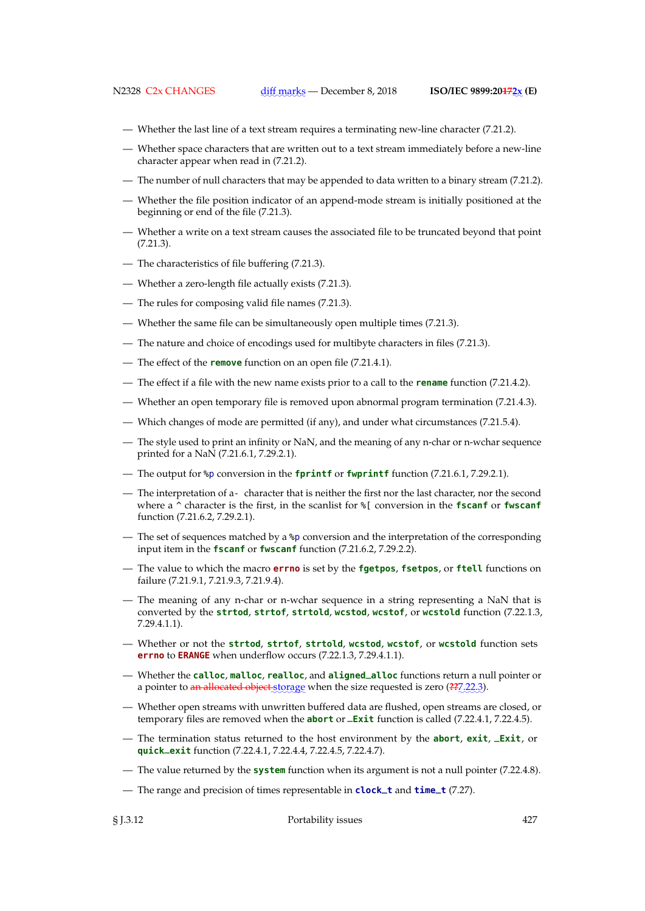— Whether the last line of a text stream requires a terminating new-line character (7.21.2).

— Whether space characters that are written out to a text stream immediately before a new-line character appear when read in (7.21.2).

— The number of null characters that may be appended to data written to a binary stream (7.21.2).

— Whether the file position indicator of an append-mode stream is initially positioned at the beginning or end of the file (7.21.3).

— Whether a write on a text stream causes the associated file to be truncated beyond that point (7.21.3).

— The characteristics of file buffering (7.21.3).

— Whether a zero-length file actually exists (7.21.3).

— The rules for composing valid file names (7.21.3).

— Whether the same file can be simultaneously open multiple times (7.21.3).

— The nature and choice of encodings used for multibyte characters in files (7.21.3).

— The effect of the **remove** function on an open file (7.21.4.1).

— The effect if a file with the new name exists prior to a call to the **rename** function (7.21.4.2).

— Whether an open temporary file is removed upon abnormal program termination (7.21.4.3).

— Which changes of mode are permitted (if any), and under what circumstances (7.21.5.4).

— The style used to print an infinity or NaN, and the meaning of any n-char or n-wchar sequence printed for a NaN (7.21.6.1, 7.29.2.1).

— The output for **%p** conversion in the **fprintf** or **fwprintf** function (7.21.6.1, 7.29.2.1).

— The interpretation of a **-** character that is neither the first nor the last character, nor the second where a **^** character is the first, in the scanlist for **%[** conversion in the **fscanf** or **fwscanf** function (7.21.6.2, 7.29.2.1).

— The set of sequences matched by a **%p** conversion and the interpretation of the corresponding input item in the **fscanf** or **fwscanf** function (7.21.6.2, 7.29.2.2).

— The value to which the macro **errno** is set by the **fgetpos**, **fsetpos**, or **ftell** functions on failure (7.21.9.1, 7.21.9.3, 7.21.9.4).

— The meaning of any n-char or n-wchar sequence in a string representing a NaN that is converted by the **strtod**, **strtof**, **strtold**, **wcstod**, **wcstof**, or **wcstold** function (7.22.1.3, 7.29.4.1.1).

— Whether or not the **strtod**, **strtof**, **strtold**, **wcstod**, **wcstof**, or **wcstold** function sets **errno** to **ERANGE** when underflow occurs (7.22.1.3, 7.29.4.1.1).

— Whether the **calloc**, **malloc**, **realloc**, and **aligned_alloc** functions return a null pointer or a pointer to ~~an allocated object~~ storage when the size requested is zero (~~??~~7.22.3).

— Whether open streams with unwritten buffered data are flushed, open streams are closed, or temporary files are removed when the **abort** or **_Exit** function is called (7.22.4.1, 7.22.4.5).

— The termination status returned to the host environment by the **abort**, **exit**, **_Exit**, or **quick_exit** function (7.22.4.1, 7.22.4.4, 7.22.4.5, 7.22.4.7).

— The value returned by the **system** function when its argument is not a null pointer (7.22.4.8).

— The range and precision of times representable in **clock_t** and **time_t** (7.27).